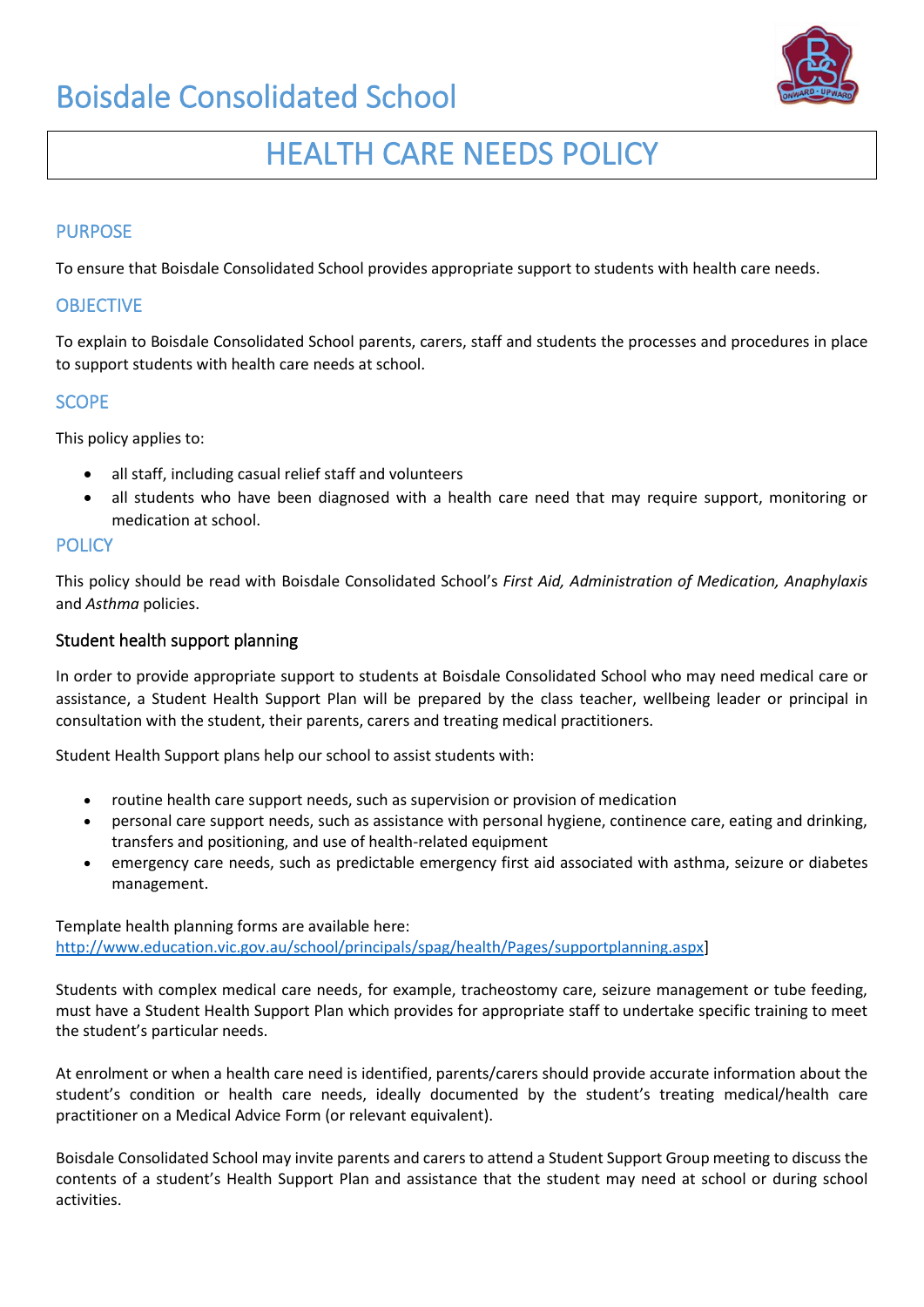# Boisdale Consolidated School

## HEALTH CARE NEEDS POLICY

### PURPOSE

To ensure that Boisdale Consolidated School provides appropriate support to students with health care needs.

### OBJECTIVE

To explain to Boisdale Consolidated School parents, carers, staff and students the processes and procedures in place to support students with health care needs at school.

### SCOPE

This policy applies to:

- all staff, including casual relief staff and volunteers
- all students who have been diagnosed with a health care need that may require support, monitoring or medication at school.

### POLICY

This policy should be read with Boisdale Consolidated School's *First Aid, Administration of Medication, Anaphylaxis* and *Asthma* policies.

#### Student health support planning

In order to provide appropriate support to students at Boisdale Consolidated School who may need medical care or assistance, a Student Health Support Plan will be prepared by the class teacher, wellbeing leader or principal in consultation with the student, their parents, carers and treating medical practitioners.

Student Health Support plans help our school to assist students with:

- routine health care support needs, such as supervision or provision of medication
- personal care support needs, such as assistance with personal hygiene, continence care, eating and drinking, transfers and positioning, and use of health-related equipment
- emergency care needs, such as predictable emergency first aid associated with asthma, seizure or diabetes management.

Template health planning forms are available here:
http://www.education.vic.gov.au/school/principals/spag/health/Pages/supportplanning.aspx]

Students with complex medical care needs, for example, tracheostomy care, seizure management or tube feeding, must have a Student Health Support Plan which provides for appropriate staff to undertake specific training to meet the student's particular needs.

At enrolment or when a health care need is identified, parents/carers should provide accurate information about the student's condition or health care needs, ideally documented by the student's treating medical/health care practitioner on a Medical Advice Form (or relevant equivalent).

Boisdale Consolidated School may invite parents and carers to attend a Student Support Group meeting to discuss the contents of a student's Health Support Plan and assistance that the student may need at school or during school activities.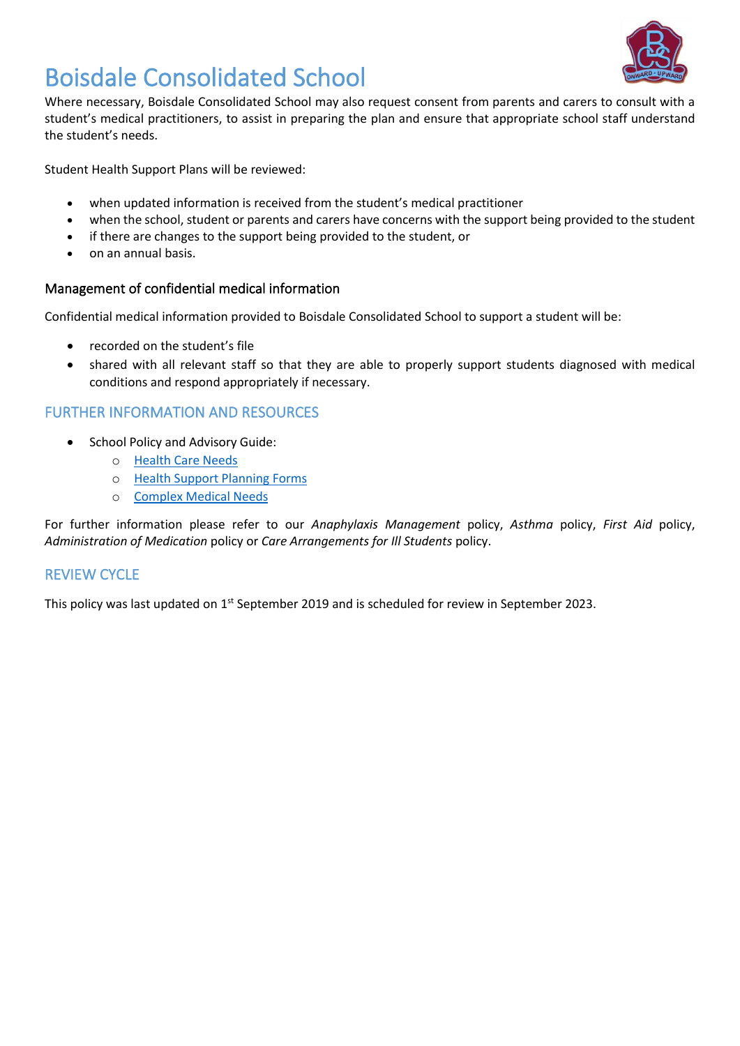Where necessary, Boisdale Consolidated School may also request consent from parents and carers to consult with a student's medical practitioners, to assist in preparing the plan and ensure that appropriate school staff understand the student's needs.

Student Health Support Plans will be reviewed:

- when updated information is received from the student's medical practitioner
- when the school, student or parents and carers have concerns with the support being provided to the student
- if there are changes to the support being provided to the student, or
- on an annual basis.

### Management of confidential medical information

Confidential medical information provided to Boisdale Consolidated School to support a student will be:

- recorded on the student's file
- shared with all relevant staff so that they are able to properly support students diagnosed with medical conditions and respond appropriately if necessary.

## FURTHER INFORMATION AND RESOURCES

- School Policy and Advisory Guide:
  - Health Care Needs
  - Health Support Planning Forms
  - Complex Medical Needs

For further information please refer to our *Anaphylaxis Management* policy, *Asthma* policy, *First Aid* policy, *Administration of Medication* policy or *Care Arrangements for Ill Students* policy.

## REVIEW CYCLE

This policy was last updated on 1st September 2019 and is scheduled for review in September 2023.